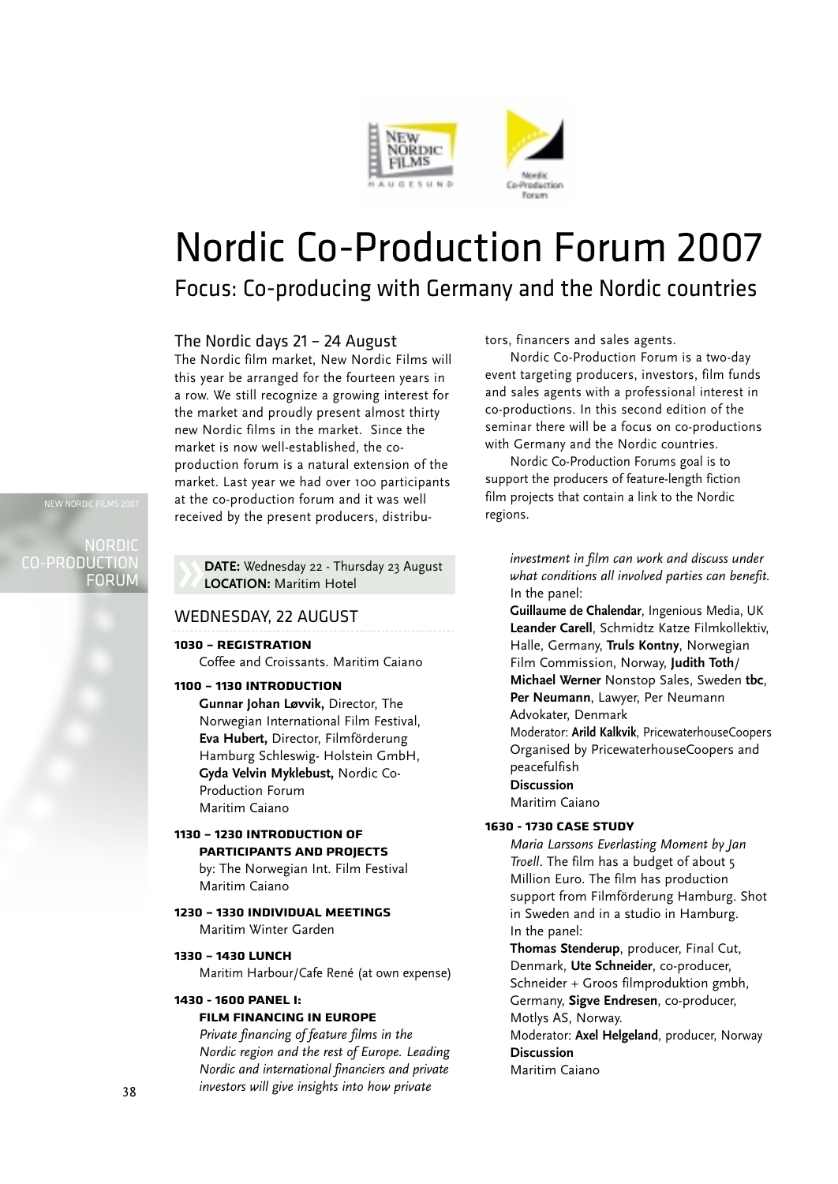# Nordic Co-Production Forum 2007

## Focus: Co-producing with Germany and the Nordic countries

### The Nordic days 21 – 24 August

The Nordic film market, New Nordic Films will this year be arranged for the fourteen years in a row. We still recognize a growing interest for the market and proudly present almost thirty new Nordic films in the market. Since the market is now well-established, the co-production forum is a natural extension of the market. Last year we had over 100 participants at the co-production forum and it was well received by the present producers, distributors, financers and sales agents.

Nordic Co-Production Forum is a two-day event targeting producers, investors, film funds and sales agents with a professional interest in co-productions. In this second edition of the seminar there will be a focus on co-productions with Germany and the Nordic countries.

Nordic Co-Production Forums goal is to support the producers of feature-length fiction film projects that contain a link to the Nordic regions.

**DATE:** Wednesday 22 - Thursday 23 August
**LOCATION:** Maritim Hotel

### WEDNESDAY, 22 AUGUST

**1030 – REGISTRATION**
Coffee and Croissants. Maritim Caiano

**1100 – 1130 INTRODUCTION**
**Gunnar Johan Løvvik,** Director, The Norwegian International Film Festival, **Eva Hubert,** Director, Filmförderung Hamburg Schleswig- Holstein GmbH, **Gyda Velvin Myklebust,** Nordic Co-Production Forum
Maritim Caiano

**1130 – 1230 INTRODUCTION OF PARTICIPANTS AND PROJECTS**
by: The Norwegian Int. Film Festival
Maritim Caiano

**1230 – 1330 INDIVIDUAL MEETINGS**
Maritim Winter Garden

**1330 – 1430 LUNCH**
Maritim Harbour/Cafe René (at own expense)

**1430 - 1600 PANEL I: FILM FINANCING IN EUROPE**
*Private financing of feature films in the Nordic region and the rest of Europe. Leading Nordic and international financiers and private investors will give insights into how private investment in film can work and discuss under what conditions all involved parties can benefit.*
In the panel:
**Guillaume de Chalendar**, Ingenious Media, UK **Leander Carell**, Schmidtz Katze Filmkollektiv, Halle, Germany, **Truls Kontny**, Norwegian Film Commission, Norway, **Judith Toth**/ **Michael Werner** Nonstop Sales, Sweden **tbc**, **Per Neumann**, Lawyer, Per Neumann Advokater, Denmark
Moderator: **Arild Kalkvik**, PricewaterhouseCoopers
Organised by PricewaterhouseCoopers and peacefulfish
**Discussion**
Maritim Caiano

**1630 - 1730 CASE STUDY**
*Maria Larssons Everlasting Moment by Jan Troell*. The film has a budget of about 5 Million Euro. The film has production support from Filmförderung Hamburg. Shot in Sweden and in a studio in Hamburg.
In the panel:
**Thomas Stenderup**, producer, Final Cut, Denmark, **Ute Schneider**, co-producer, Schneider + Groos filmproduktion gmbh, Germany, **Sigve Endresen**, co-producer, Motlys AS, Norway.
Moderator: **Axel Helgeland**, producer, Norway
**Discussion**
Maritim Caiano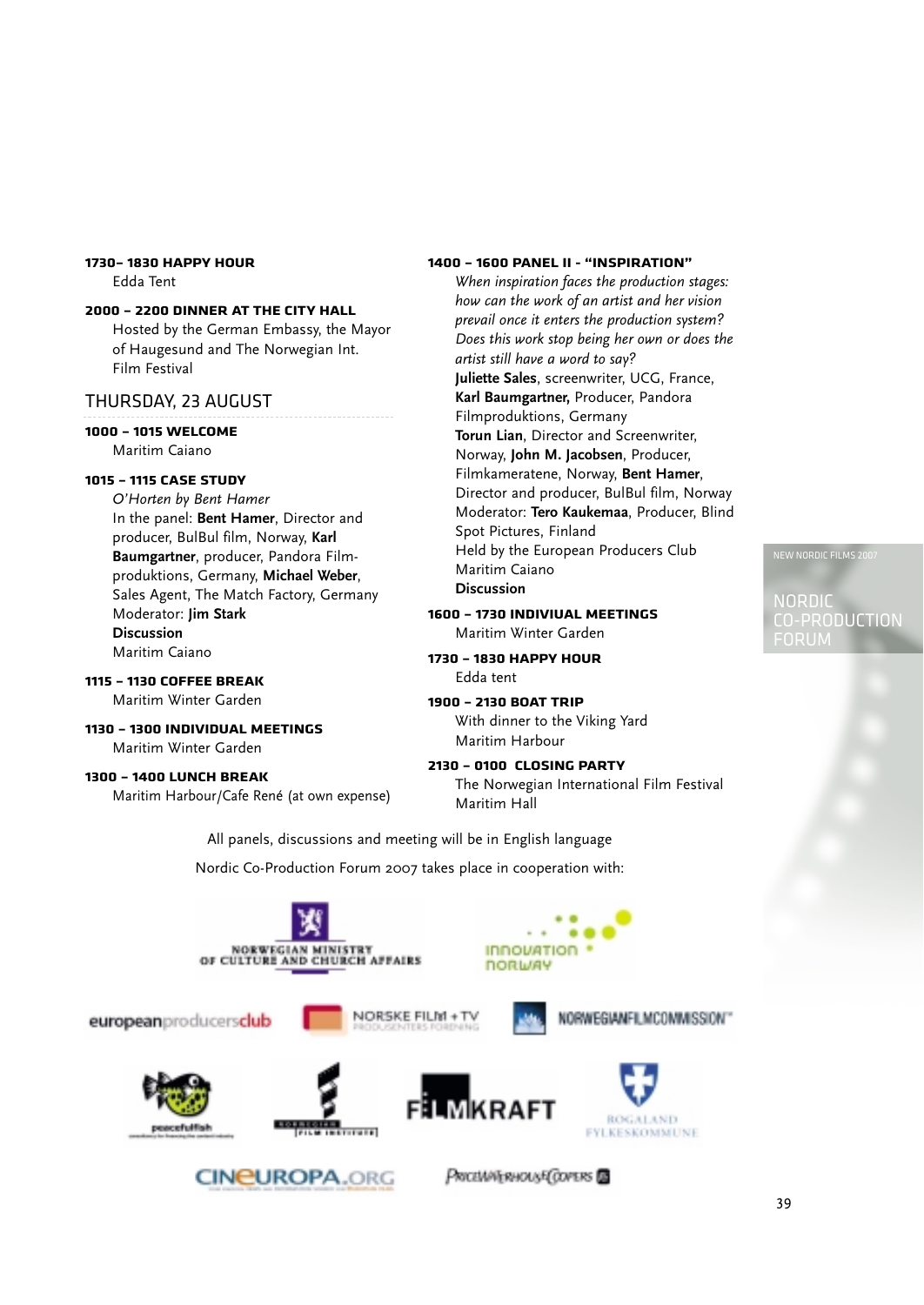**1730– 1830 HAPPY HOUR**
Edda Tent

**2000 – 2200 DINNER AT THE CITY HALL**
Hosted by the German Embassy, the Mayor of Haugesund and The Norwegian Int. Film Festival

## THURSDAY, 23 AUGUST

**1000 – 1015 WELCOME**
Maritim Caiano

**1015 – 1115 CASE STUDY**
*O'Horten by Bent Hamer*
In the panel: **Bent Hamer**, Director and producer, BulBul film, Norway, **Karl Baumgartner**, producer, Pandora Film-produktions, Germany, **Michael Weber**, Sales Agent, The Match Factory, Germany
Moderator: **Jim Stark**
**Discussion**
Maritim Caiano

**1115 – 1130 COFFEE BREAK**
Maritim Winter Garden

**1130 – 1300 INDIVIDUAL MEETINGS**
Maritim Winter Garden

**1300 – 1400 LUNCH BREAK**
Maritim Harbour/Cafe René (at own expense)

**1400 – 1600 PANEL II - "INSPIRATION"**
*When inspiration faces the production stages: how can the work of an artist and her vision prevail once it enters the production system? Does this work stop being her own or does the artist still have a word to say?*
**Juliette Sales**, screenwriter, UCG, France, **Karl Baumgartner,** Producer, Pandora Filmproduktions, Germany
**Torun Lian**, Director and Screenwriter, Norway, **John M. Jacobsen**, Producer, Filmkameratene, Norway, **Bent Hamer**, Director and producer, BulBul film, Norway
Moderator: **Tero Kaukemaa**, Producer, Blind Spot Pictures, Finland
Held by the European Producers Club
Maritim Caiano
**Discussion**

**1600 – 1730 INDIVIUAL MEETINGS**
Maritim Winter Garden

**1730 – 1830 HAPPY HOUR**
Edda tent

**1900 – 2130 BOAT TRIP**
With dinner to the Viking Yard
Maritim Harbour

**2130 – 0100 CLOSING PARTY**
The Norwegian International Film Festival
Maritim Hall

All panels, discussions and meeting will be in English language

Nordic Co-Production Forum 2007 takes place in cooperation with:

NORWEGIAN MINISTRY OF CULTURE AND CHURCH AFFAIRS
INNOVATION NORWAY
europeanproducersclub
NORSKE FILM + TV PRODUSENTERS FORENING
NORWEGIANFILMCOMMISSION
peacefulfish
NORWEGIAN FILM INSTITUTE
FILMKRAFT
ROGALAND FYLKESKOMMUNE
CINEUROPA.ORG
PRICEWATERHOUSECOOPERS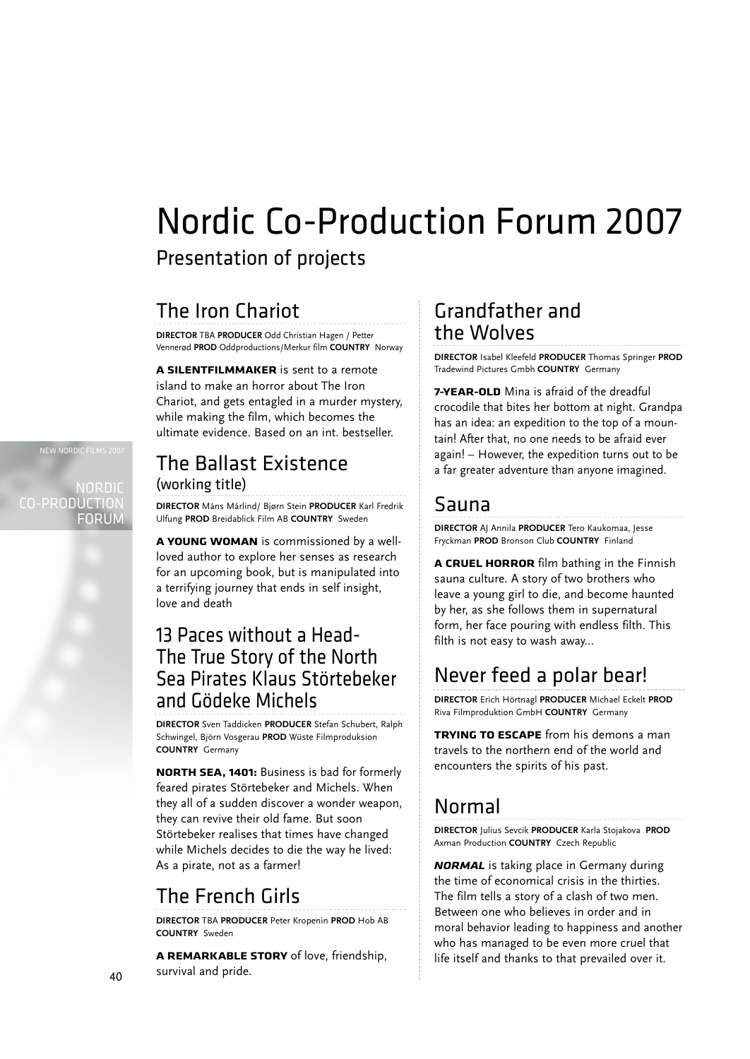# Nordic Co-Production Forum 2007

Presentation of projects

## The Iron Chariot

**DIRECTOR** TBA **PRODUCER** Odd Christian Hagen / Petter Vennerød **PROD** Oddproductions/Merkur film **COUNTRY** Norway

**A SILENTFILMMAKER** is sent to a remote island to make an horror about The Iron Chariot, and gets entagled in a murder mystery, while making the film, which becomes the ultimate evidence. Based on an int. bestseller.

## The Ballast Existence
(working title)

**DIRECTOR** Måns Mårlind/ Bjørn Stein **PRODUCER** Karl Fredrik Ulfung **PROD** Breidablick Film AB **COUNTRY** Sweden

**A YOUNG WOMAN** is commissioned by a well-loved author to explore her senses as research for an upcoming book, but is manipulated into a terrifying journey that ends in self insight, love and death

## 13 Paces without a Head- The True Story of the North Sea Pirates Klaus Störtebeker and Gödeke Michels

**DIRECTOR** Sven Taddicken **PRODUCER** Stefan Schubert, Ralph Schwingel, Björn Vosgerau **PROD** Wüste Filmproduksion **COUNTRY** Germany

**NORTH SEA, 1401:** Business is bad for formerly feared pirates Störtebeker and Michels. When they all of a sudden discover a wonder weapon, they can revive their old fame. But soon Störtebeker realises that times have changed while Michels decides to die the way he lived: As a pirate, not as a farmer!

## The French Girls

**DIRECTOR** TBA **PRODUCER** Peter Kropenin **PROD** Hob AB **COUNTRY** Sweden

**A REMARKABLE STORY** of love, friendship, survival and pride.

## Grandfather and the Wolves

**DIRECTOR** Isabel Kleefeld **PRODUCER** Thomas Springer **PROD** Tradewind Pictures Gmbh **COUNTRY** Germany

**7-YEAR-OLD** Mina is afraid of the dreadful crocodile that bites her bottom at night. Grandpa has an idea: an expedition to the top of a mountain! After that, no one needs to be afraid ever again! – However, the expedition turns out to be a far greater adventure than anyone imagined.

## Sauna

**DIRECTOR** AJ Annila **PRODUCER** Tero Kaukomaa, Jesse Fryckman **PROD** Bronson Club **COUNTRY** Finland

**A CRUEL HORROR** film bathing in the Finnish sauna culture. A story of two brothers who leave a young girl to die, and become haunted by her, as she follows them in supernatural form, her face pouring with endless filth. This filth is not easy to wash away...

## Never feed a polar bear!

**DIRECTOR** Erich Hörtnagl **PRODUCER** Michael Eckelt **PROD** Riva Filmproduktion GmbH **COUNTRY** Germany

**TRYING TO ESCAPE** from his demons a man travels to the northern end of the world and encounters the spirits of his past.

## Normal

**DIRECTOR** Julius Sevcik **PRODUCER** Karla Stojakova **PROD** Axman Production **COUNTRY** Czech Republic

***NORMAL*** is taking place in Germany during the time of economical crisis in the thirties. The film tells a story of a clash of two men. Between one who believes in order and in moral behavior leading to happiness and another who has managed to be even more cruel that life itself and thanks to that prevailed over it.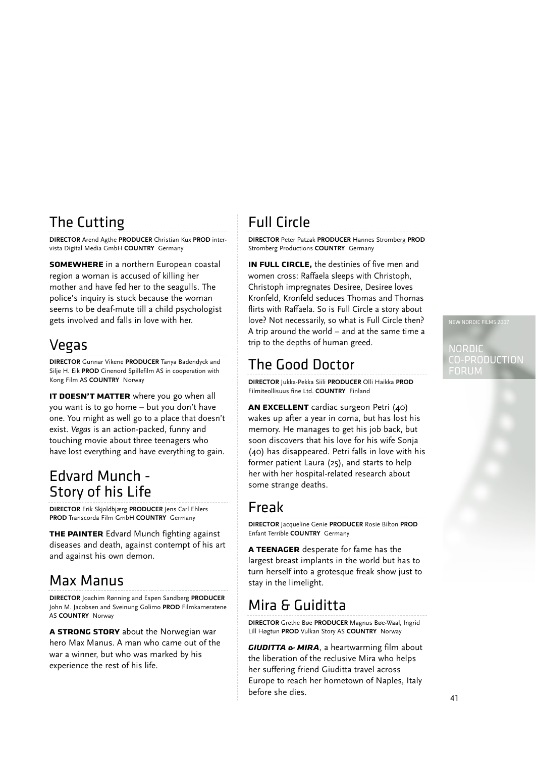## The Cutting

**DIRECTOR** Arend Agthe **PRODUCER** Christian Kux **PROD** intervista Digital Media GmbH **COUNTRY** Germany

**SOMEWHERE** in a northern European coastal region a woman is accused of killing her mother and have fed her to the seagulls. The police's inquiry is stuck because the woman seems to be deaf-mute till a child psychologist gets involved and falls in love with her.

## Vegas

**DIRECTOR** Gunnar Vikene **PRODUCER** Tanya Badendyck and Silje H. Eik **PROD** Cinenord Spillefilm AS in cooperation with Kong Film AS **COUNTRY** Norway

**IT DOESN'T MATTER** where you go when all you want is to go home – but you don't have one. You might as well go to a place that doesn't exist. *Vegas* is an action-packed, funny and touching movie about three teenagers who have lost everything and have everything to gain.

## Edvard Munch - Story of his Life

**DIRECTOR** Erik Skjoldbjærg **PRODUCER** Jens Carl Ehlers **PROD** Transcorda Film GmbH **COUNTRY** Germany

**THE PAINTER** Edvard Munch fighting against diseases and death, against contempt of his art and against his own demon.

## Max Manus

**DIRECTOR** Joachim Rønning and Espen Sandberg **PRODUCER** John M. Jacobsen and Sveinung Golimo **PROD** Filmkameratene AS **COUNTRY** Norway

**A STRONG STORY** about the Norwegian war hero Max Manus. A man who came out of the war a winner, but who was marked by his experience the rest of his life.

## Full Circle

**DIRECTOR** Peter Patzak **PRODUCER** Hannes Stromberg **PROD** Stromberg Productions **COUNTRY** Germany

**IN FULL CIRCLE,** the destinies of five men and women cross: Raffaela sleeps with Christoph, Christoph impregnates Desiree, Desiree loves Kronfeld, Kronfeld seduces Thomas and Thomas flirts with Raffaela. So is Full Circle a story about love? Not necessarily, so what is Full Circle then? A trip around the world – and at the same time a trip to the depths of human greed.

## The Good Doctor

**DIRECTOR** Jukka-Pekka Siili **PRODUCER** Olli Haikka **PROD** Filmiteollisuus fine Ltd. **COUNTRY** Finland

**AN EXCELLENT** cardiac surgeon Petri (40) wakes up after a year in coma, but has lost his memory. He manages to get his job back, but soon discovers that his love for his wife Sonja (40) has disappeared. Petri falls in love with his former patient Laura (25), and starts to help her with her hospital-related research about some strange deaths.

## Freak

**DIRECTOR** Jacqueline Genie **PRODUCER** Rosie Bilton **PROD** Enfant Terrible **COUNTRY** Germany

**A TEENAGER** desperate for fame has the largest breast implants in the world but has to turn herself into a grotesque freak show just to stay in the limelight.

## Mira & Guiditta

**DIRECTOR** Grethe Bøe **PRODUCER** Magnus Bøe-Waal, Ingrid Lill Høgtun **PROD** Vulkan Story AS **COUNTRY** Norway

***GIUDITTA & MIRA***, a heartwarming film about the liberation of the reclusive Mira who helps her suffering friend Giuditta travel across Europe to reach her hometown of Naples, Italy before she dies.